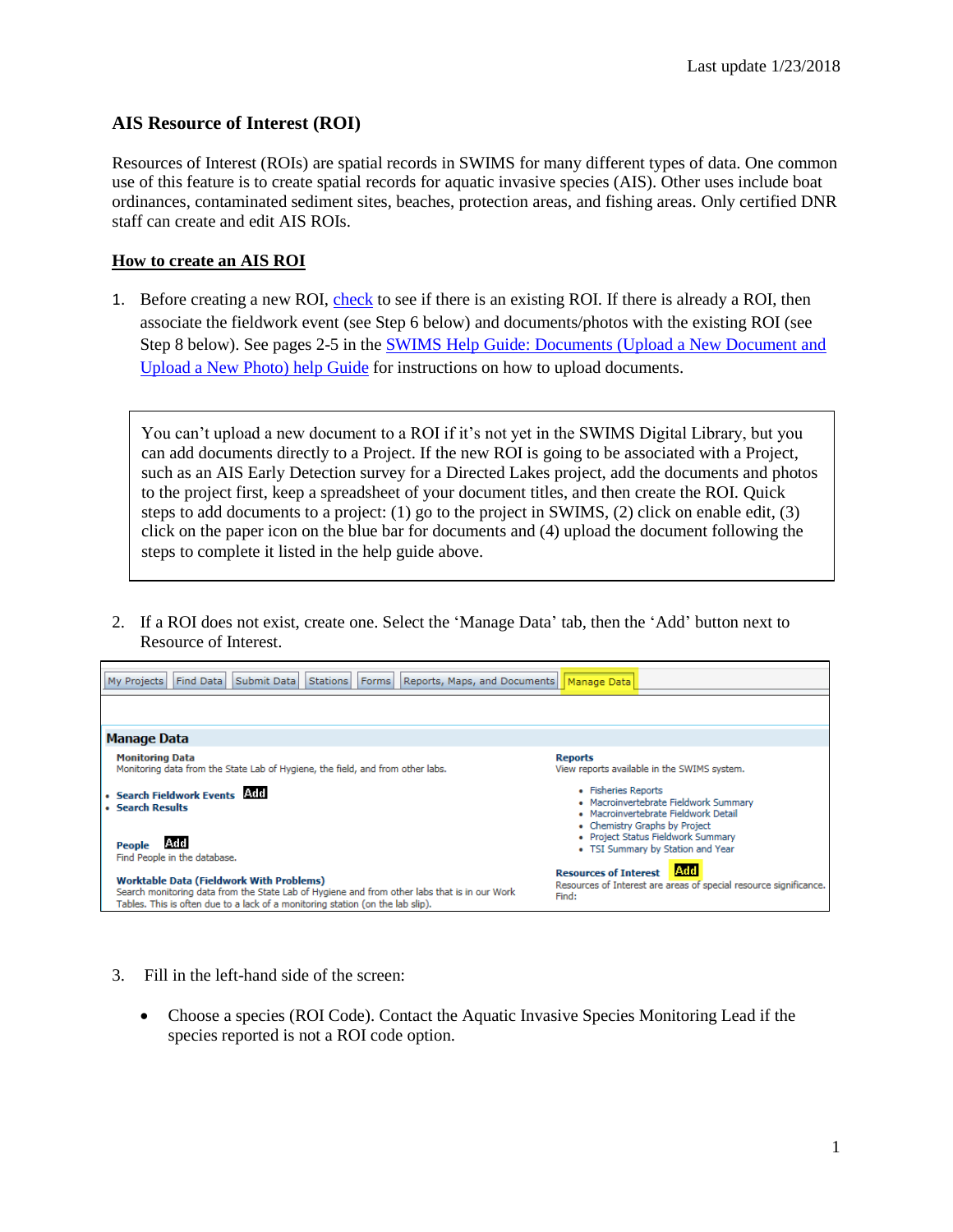Last update 1/23/2018

## AIS Resource of Interest (ROI)

Resources of Interest (ROIs) are spatial records in SWIMS for many different types of data. One common use of this feature is to create spatial records for aquatic invasive species (AIS). Other uses include boat ordinances, contaminated sediment sites, beaches, protection areas, and fishing areas. Only certified DNR staff can create and edit AIS ROIs.

### How to create an AIS ROI

1. Before creating a new ROI, check to see if there is an existing ROI. If there is already a ROI, then associate the fieldwork event (see Step 6 below) and documents/photos with the existing ROI (see Step 8 below). See pages 2-5 in the SWIMS Help Guide: Documents (Upload a New Document and Upload a New Photo) help Guide for instructions on how to upload documents.

> You can't upload a new document to a ROI if it's not yet in the SWIMS Digital Library, but you can add documents directly to a Project. If the new ROI is going to be associated with a Project, such as an AIS Early Detection survey for a Directed Lakes project, add the documents and photos to the project first, keep a spreadsheet of your document titles, and then create the ROI. Quick steps to add documents to a project: (1) go to the project in SWIMS, (2) click on enable edit, (3) click on the paper icon on the blue bar for documents and (4) upload the document following the steps to complete it listed in the help guide above.

2. If a ROI does not exist, create one. Select the 'Manage Data' tab, then the 'Add' button next to Resource of Interest.

3. Fill in the left-hand side of the screen:

   - Choose a species (ROI Code). Contact the Aquatic Invasive Species Monitoring Lead if the species reported is not a ROI code option.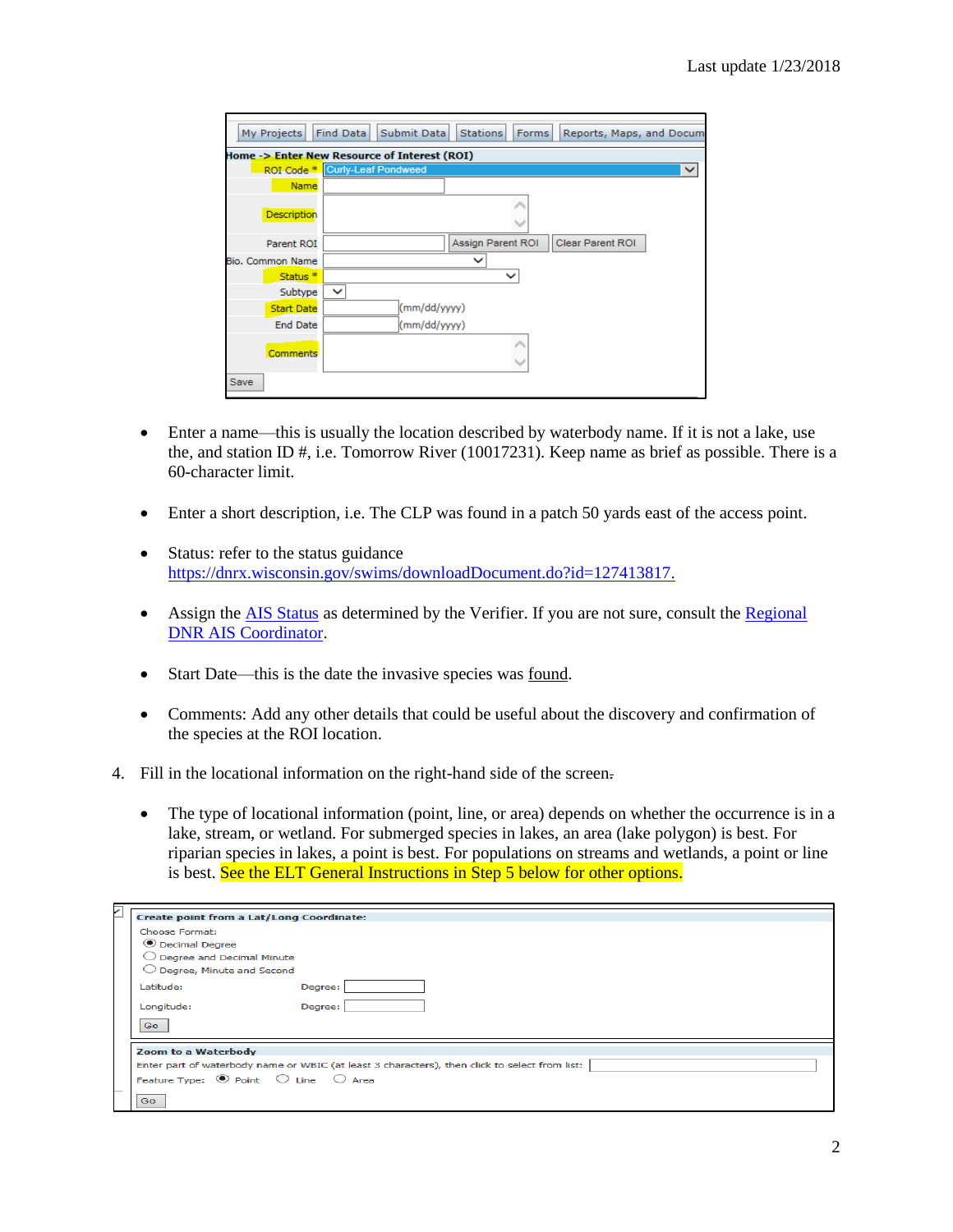- Enter a name—this is usually the location described by waterbody name. If it is not a lake, use the, and station ID #, i.e. Tomorrow River (10017231). Keep name as brief as possible. There is a 60-character limit.

- Enter a short description, i.e. The CLP was found in a patch 50 yards east of the access point.

- Status: refer to the status guidance https://dnrx.wisconsin.gov/swims/downloadDocument.do?id=127413817.

- Assign the AIS Status as determined by the Verifier. If you are not sure, consult the Regional DNR AIS Coordinator.

- Start Date—this is the date the invasive species was found.

- Comments: Add any other details that could be useful about the discovery and confirmation of the species at the ROI location.

4. Fill in the locational information on the right-hand side of the screen.

   - The type of locational information (point, line, or area) depends on whether the occurrence is in a lake, stream, or wetland. For submerged species in lakes, an area (lake polygon) is best. For riparian species in lakes, a point is best. For populations on streams and wetlands, a point or line is best. See the ELT General Instructions in Step 5 below for other options.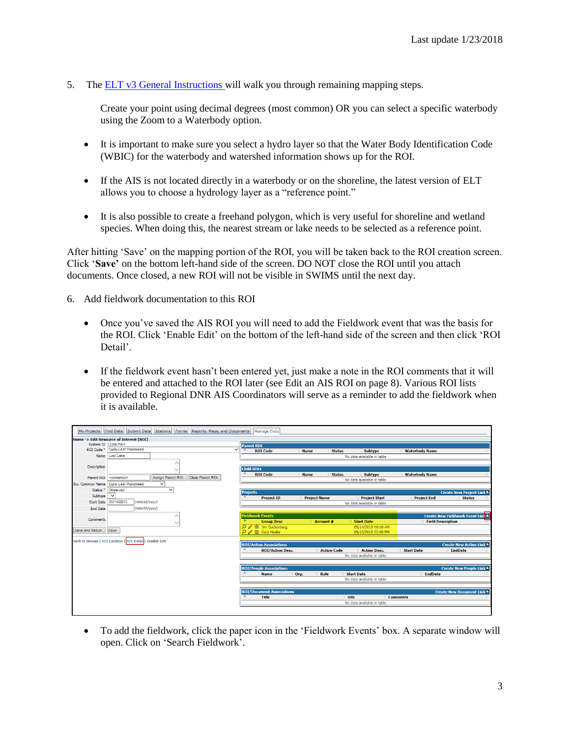5. The ELT v3 General Instructions will walk you through remaining mapping steps.

   Create your point using decimal degrees (most common) OR you can select a specific waterbody using the Zoom to a Waterbody option.

   - It is important to make sure you select a hydro layer so that the Water Body Identification Code (WBIC) for the waterbody and watershed information shows up for the ROI.
   - If the AIS is not located directly in a waterbody or on the shoreline, the latest version of ELT allows you to choose a hydrology layer as a "reference point."
   - It is also possible to create a freehand polygon, which is very useful for shoreline and wetland species. When doing this, the nearest stream or lake needs to be selected as a reference point.

After hitting 'Save' on the mapping portion of the ROI, you will be taken back to the ROI creation screen. Click '**Save**' on the bottom left-hand side of the screen. DO NOT close the ROI until you attach documents. Once closed, a new ROI will not be visible in SWIMS until the next day.

6. Add fieldwork documentation to this ROI

   - Once you've saved the AIS ROI you will need to add the Fieldwork event that was the basis for the ROI. Click 'Enable Edit' on the bottom of the left-hand side of the screen and then click 'ROI Detail'.
   - If the fieldwork event hasn't been entered yet, just make a note in the ROI comments that it will be entered and attached to the ROI later (see Edit an AIS ROI on page 8). Various ROI lists provided to Regional DNR AIS Coordinators will serve as a reminder to add the fieldwork when it is available.

   - To add the fieldwork, click the paper icon in the 'Fieldwork Events' box. A separate window will open. Click on 'Search Fieldwork'.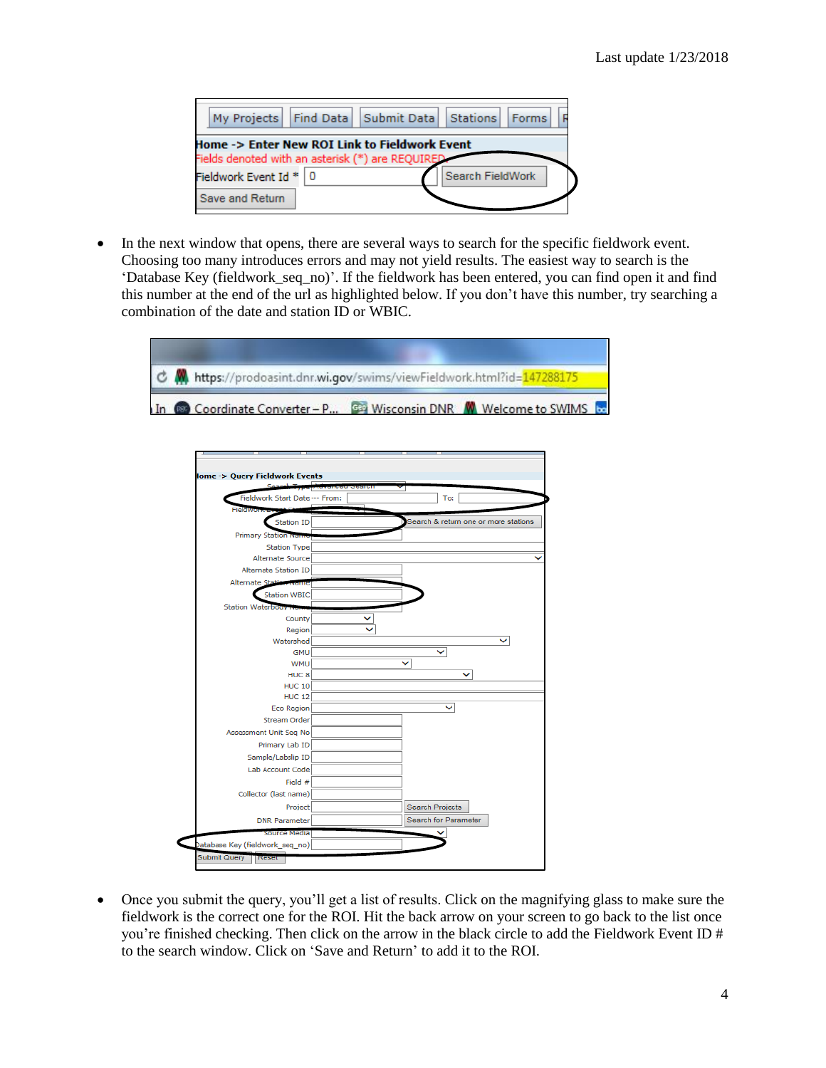- In the next window that opens, there are several ways to search for the specific fieldwork event. Choosing too many introduces errors and may not yield results. The easiest way to search is the 'Database Key (fieldwork_seq_no)'. If the fieldwork has been entered, you can find open it and find this number at the end of the url as highlighted below. If you don't have this number, try searching a combination of the date and station ID or WBIC.

- Once you submit the query, you'll get a list of results. Click on the magnifying glass to make sure the fieldwork is the correct one for the ROI. Hit the back arrow on your screen to go back to the list once you're finished checking. Then click on the arrow in the black circle to add the Fieldwork Event ID # to the search window. Click on 'Save and Return' to add it to the ROI.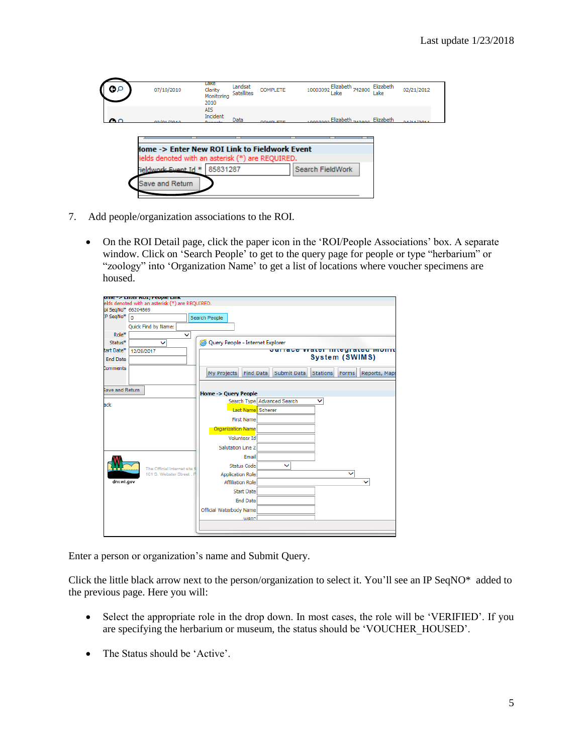7. Add people/organization associations to the ROI.

- On the ROI Detail page, click the paper icon in the 'ROI/People Associations' box. A separate window. Click on 'Search People' to get to the query page for people or type "herbarium" or "zoology" into 'Organization Name' to get a list of locations where voucher specimens are housed.

Enter a person or organization's name and Submit Query.

Click the little black arrow next to the person/organization to select it. You'll see an IP SeqNO* added to the previous page. Here you will:

- Select the appropriate role in the drop down. In most cases, the role will be 'VERIFIED'. If you are specifying the herbarium or museum, the status should be 'VOUCHER_HOUSED'.

- The Status should be 'Active'.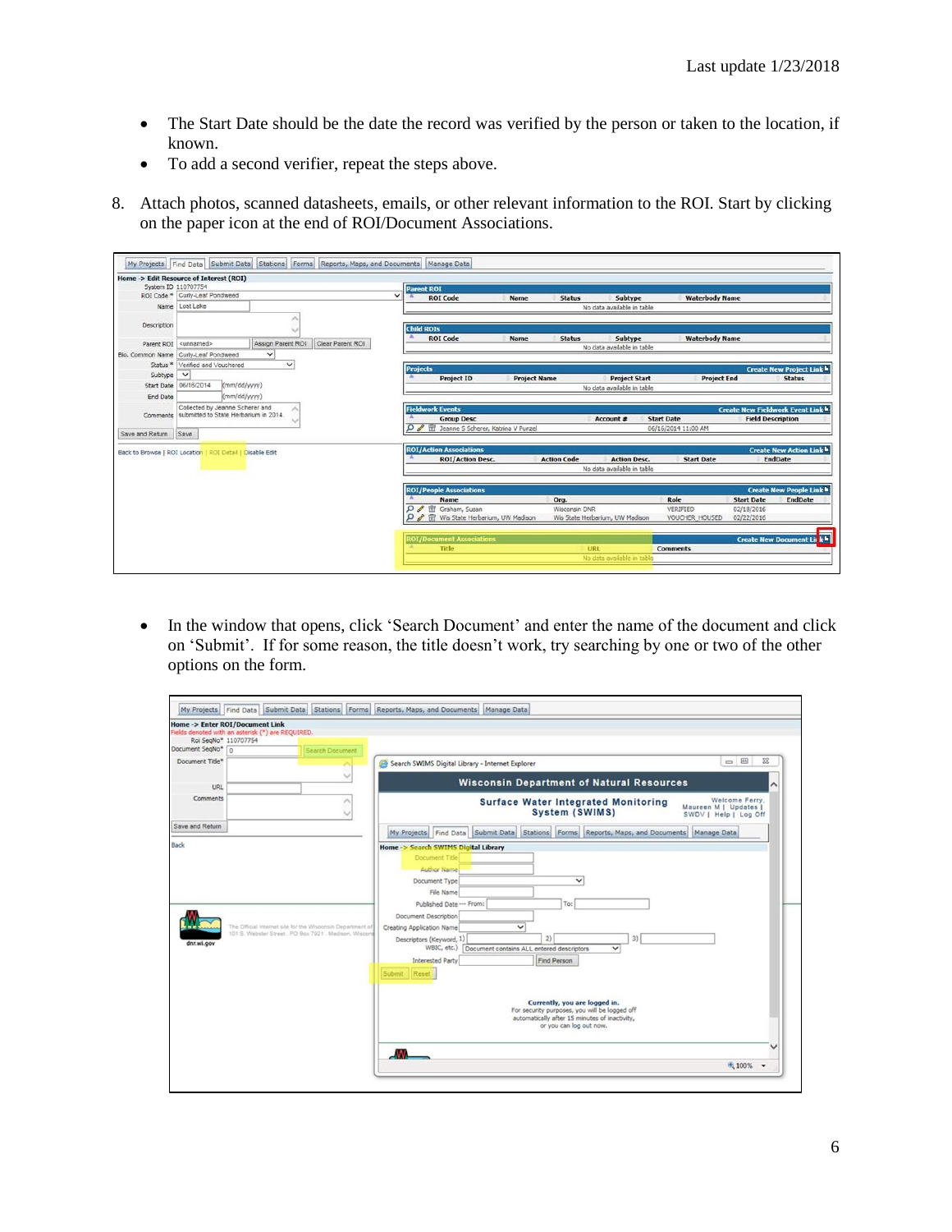- The Start Date should be the date the record was verified by the person or taken to the location, if known.
- To add a second verifier, repeat the steps above.

8. Attach photos, scanned datasheets, emails, or other relevant information to the ROI. Start by clicking on the paper icon at the end of ROI/Document Associations.

- In the window that opens, click 'Search Document' and enter the name of the document and click on 'Submit'. If for some reason, the title doesn't work, try searching by one or two of the other options on the form.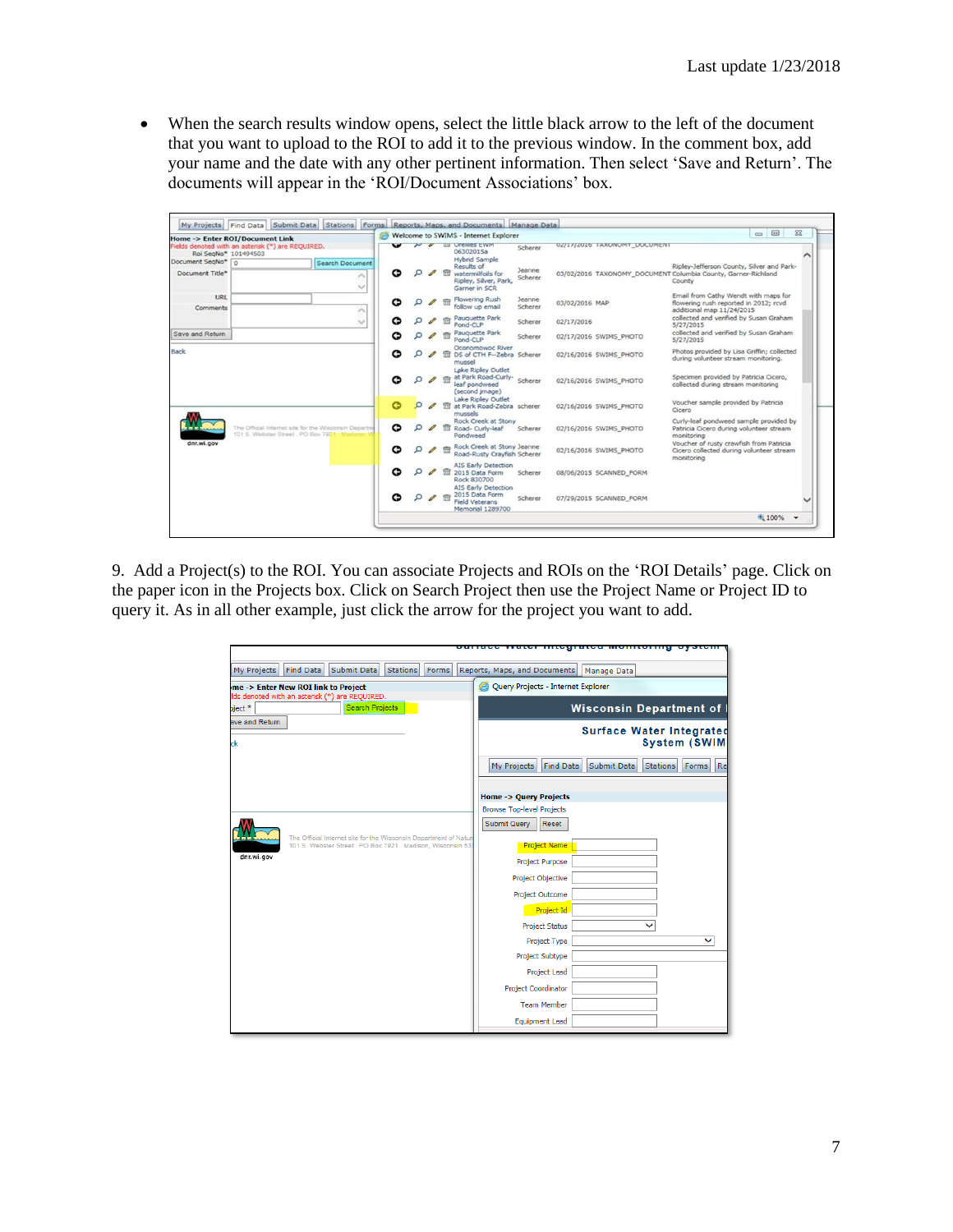- When the search results window opens, select the little black arrow to the left of the document that you want to upload to the ROI to add it to the previous window. In the comment box, add your name and the date with any other pertinent information. Then select 'Save and Return'. The documents will appear in the 'ROI/Document Associations' box.

9. Add a Project(s) to the ROI. You can associate Projects and ROIs on the 'ROI Details' page. Click on the paper icon in the Projects box. Click on Search Project then use the Project Name or Project ID to query it. As in all other example, just click the arrow for the project you want to add.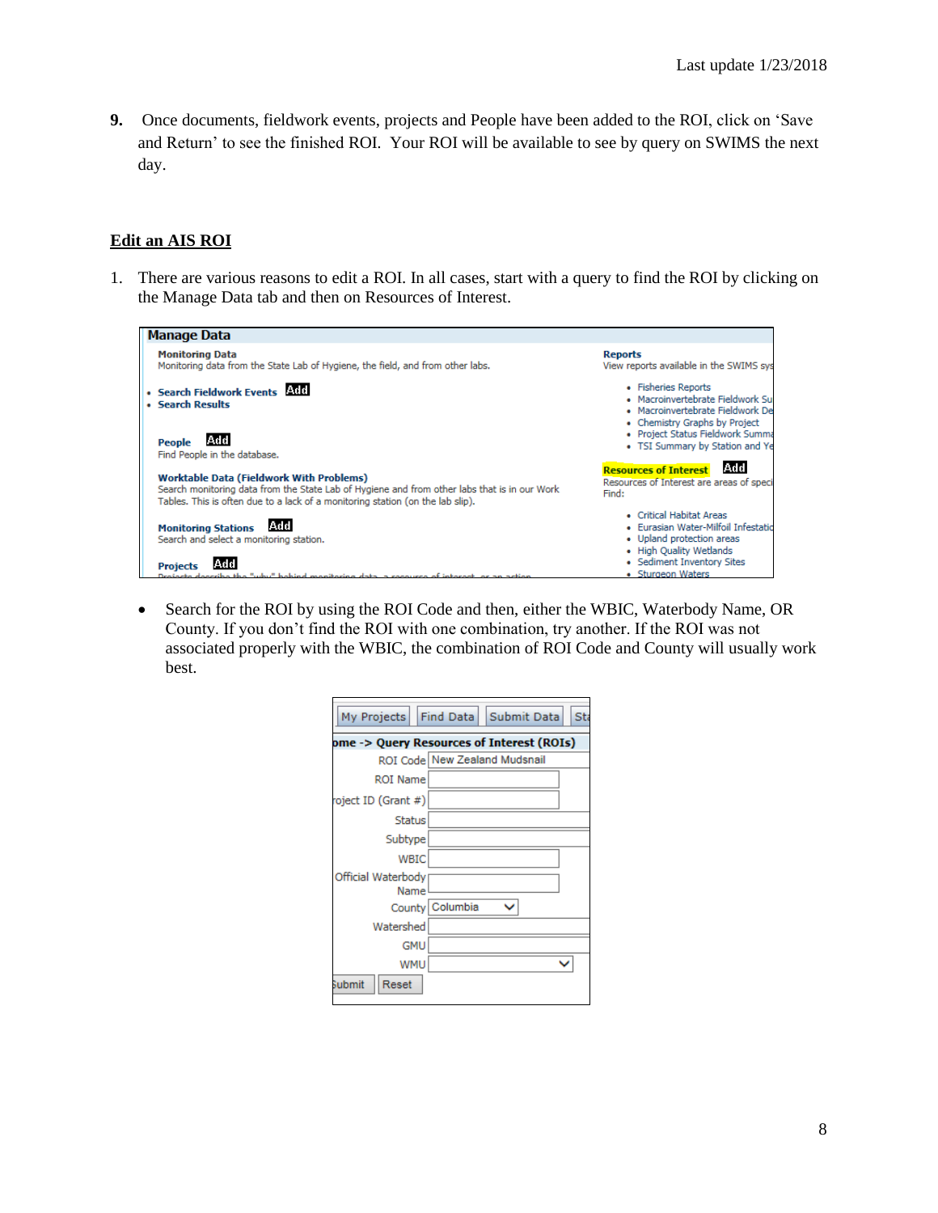9. Once documents, fieldwork events, projects and People have been added to the ROI, click on 'Save and Return' to see the finished ROI. Your ROI will be available to see by query on SWIMS the next day.

## Edit an AIS ROI

1. There are various reasons to edit a ROI. In all cases, start with a query to find the ROI by clicking on the Manage Data tab and then on Resources of Interest.

   - Search for the ROI by using the ROI Code and then, either the WBIC, Waterbody Name, OR County. If you don't find the ROI with one combination, try another. If the ROI was not associated properly with the WBIC, the combination of ROI Code and County will usually work best.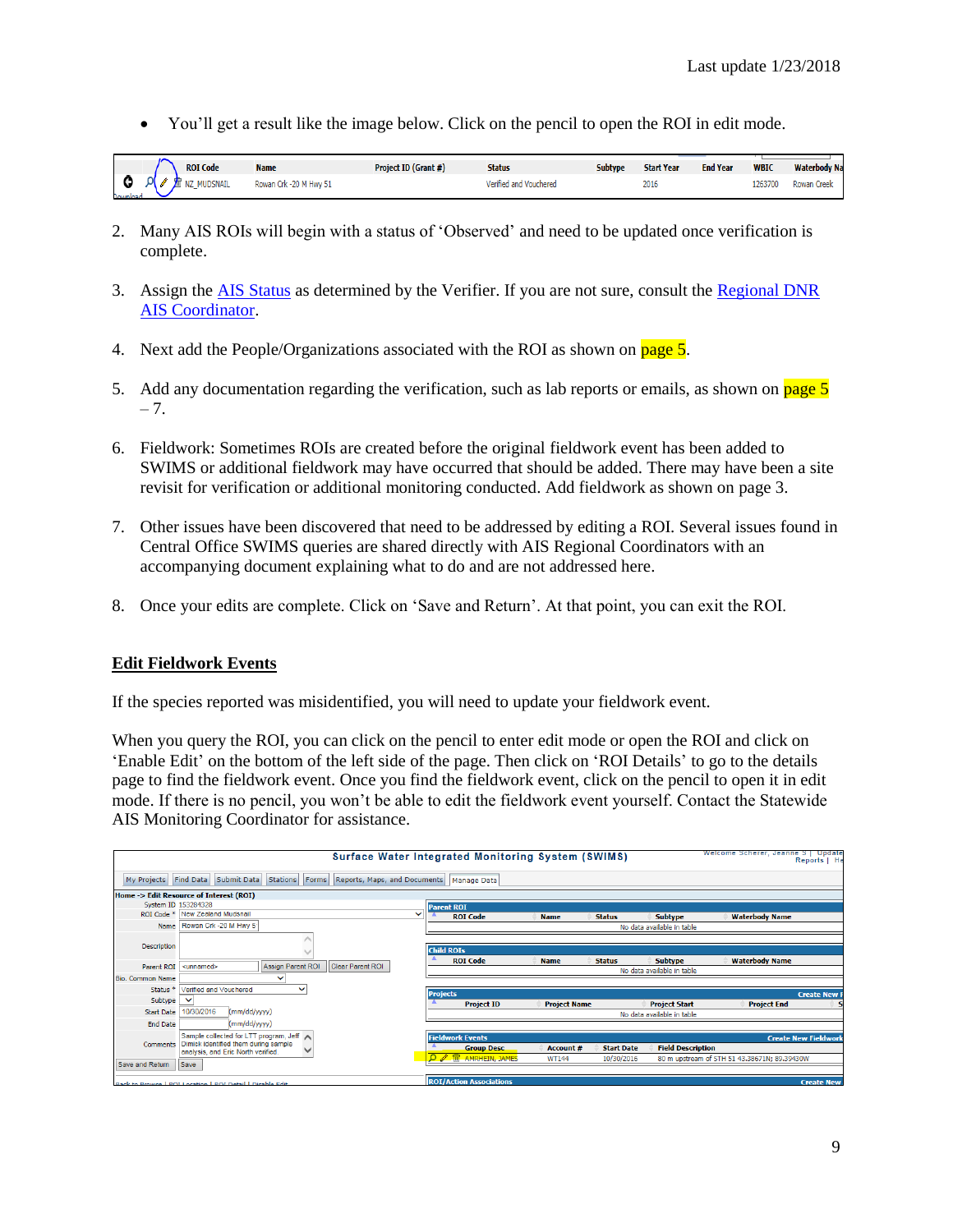- You'll get a result like the image below. Click on the pencil to open the ROI in edit mode.

| | ROI Code | Name | Project ID (Grant #) | Status | Subtype | Start Year | End Year | WBIC | Waterbody Na |
|---|---|---|---|---|---|---|---|---|---|
| | NZ_MUDSNAIL | Rowan Crk -20 M Hwy 51 | | Verified and Vouchered | | 2016 | | 1263700 | Rowan Creek |

2. Many AIS ROIs will begin with a status of 'Observed' and need to be updated once verification is complete.

3. Assign the AIS Status as determined by the Verifier. If you are not sure, consult the Regional DNR AIS Coordinator.

4. Next add the People/Organizations associated with the ROI as shown on page 5.

5. Add any documentation regarding the verification, such as lab reports or emails, as shown on page 5 – 7.

6. Fieldwork: Sometimes ROIs are created before the original fieldwork event has been added to SWIMS or additional fieldwork may have occurred that should be added. There may have been a site revisit for verification or additional monitoring conducted. Add fieldwork as shown on page 3.

7. Other issues have been discovered that need to be addressed by editing a ROI. Several issues found in Central Office SWIMS queries are shared directly with AIS Regional Coordinators with an accompanying document explaining what to do and are not addressed here.

8. Once your edits are complete. Click on 'Save and Return'. At that point, you can exit the ROI.

## Edit Fieldwork Events

If the species reported was misidentified, you will need to update your fieldwork event.

When you query the ROI, you can click on the pencil to enter edit mode or open the ROI and click on 'Enable Edit' on the bottom of the left side of the page. Then click on 'ROI Details' to go to the details page to find the fieldwork event. Once you find the fieldwork event, click on the pencil to open it in edit mode. If there is no pencil, you won't be able to edit the fieldwork event yourself. Contact the Statewide AIS Monitoring Coordinator for assistance.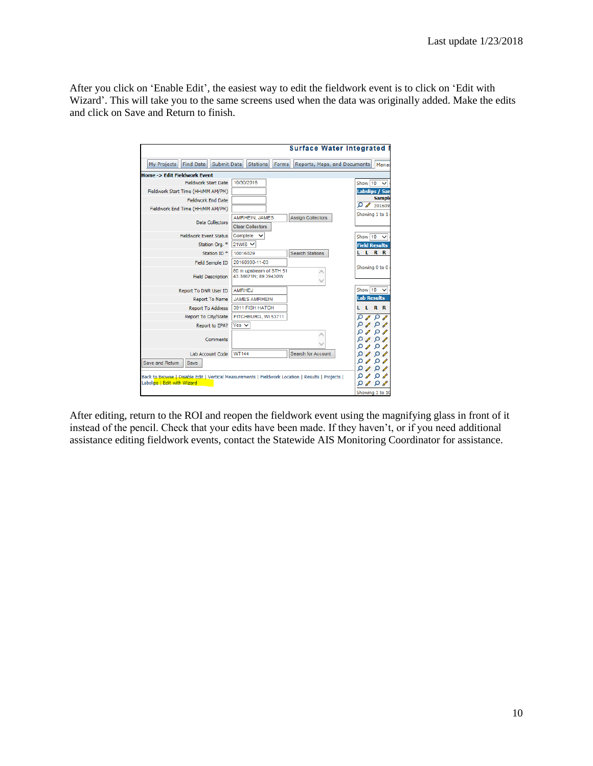After you click on 'Enable Edit', the easiest way to edit the fieldwork event is to click on 'Edit with Wizard'. This will take you to the same screens used when the data was originally added. Make the edits and click on Save and Return to finish.

After editing, return to the ROI and reopen the fieldwork event using the magnifying glass in front of it instead of the pencil. Check that your edits have been made. If they haven't, or if you need additional assistance editing fieldwork events, contact the Statewide AIS Monitoring Coordinator for assistance.